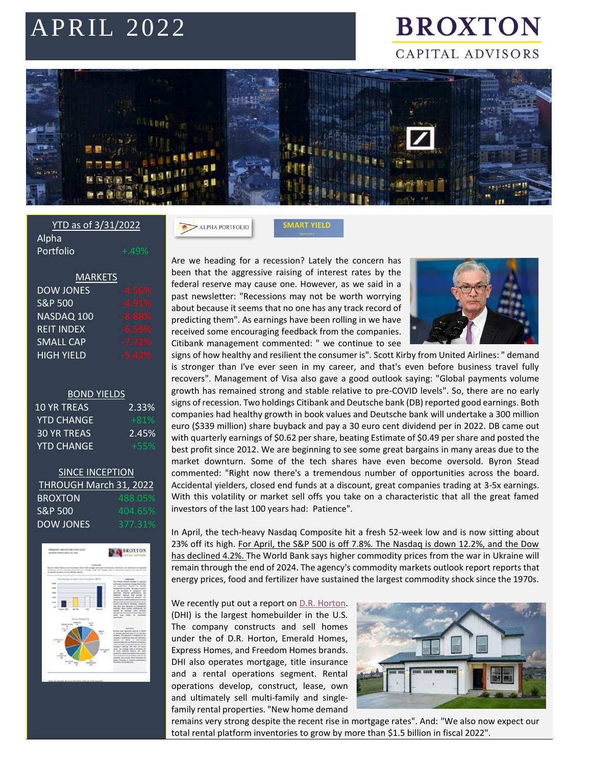# APRIL 2022

**BROXTON**
CAPITAL ADVISORS

| YTD as of 3/31/2022 | |
|---|---|
| Alpha Portfolio | +.49% |

| MARKETS | |
|---|---|
| DOW JONES | -4.56% |
| S&P 500 | -4.91% |
| NASDAQ 100 | -8.88% |
| REIT INDEX | -6.59% |
| SMALL CAP | -7.72% |
| HIGH YIELD | -5.42% |

| BOND YIELDS | |
|---|---|
| 10 YR TREAS | 2.33% |
| YTD CHANGE | +81% |
| 30 YR TREAS | 2.45% |
| YTD CHANGE | +55% |

| SINCE INCEPTION THROUGH March 31, 2022 | |
|---|---|
| BROXTON | 488.05% |
| S&P 500 | 404.65% |
| DOW JONES | 377.31% |

ALPHA PORTFOLIO

SMART YIELD

Are we heading for a recession? Lately the concern has been that the aggressive raising of interest rates by the federal reserve may cause one. However, as we said in a past newsletter: "Recessions may not be worth worrying about because it seems that no one has any track record of predicting them". As earnings have been rolling in we have received some encouraging feedback from the companies. Citibank management commented: " we continue to see signs of how healthy and resilient the consumer is". Scott Kirby from United Airlines: " demand is stronger than I've ever seen in my career, and that's even before business travel fully recovers". Management of Visa also gave a good outlook saying: "Global payments volume growth has remained strong and stable relative to pre-COVID levels". So, there are no early signs of recession. Two holdings Citibank and Deutsche bank (DB) reported good earnings. Both companies had healthy growth in book values and Deutsche bank will undertake a 300 million euro ($339 million) share buyback and pay a 30 euro cent dividend per in 2022. DB came out with quarterly earnings of $0.62 per share, beating Estimate of $0.49 per share and posted the best profit since 2012. We are beginning to see some great bargains in many areas due to the market downturn. Some of the tech shares have even become oversold. Byron Stead commented: "Right now there's a tremendous number of opportunities across the board. Accidental yielders, closed end funds at a discount, great companies trading at 3-5x earnings. With this volatility or market sell offs you take on a characteristic that all the great famed investors of the last 100 years had: Patience".

In April, the tech-heavy Nasdaq Composite hit a fresh 52-week low and is now sitting about 23% off its high. For April, the S&P 500 is off 7.8%. The Nasdaq is down 12.2%, and the Dow has declined 4.2%. The World Bank says higher commodity prices from the war in Ukraine will remain through the end of 2024. The agency's commodity markets outlook report reports that energy prices, food and fertilizer have sustained the largest commodity shock since the 1970s.

We recently put out a report on D.R. Horton. (DHI) is the largest homebuilder in the U.S. The company constructs and sell homes under the of D.R. Horton, Emerald Homes, Express Homes, and Freedom Homes brands. DHI also operates mortgage, title insurance and a rental operations segment. Rental operations develop, construct, lease, own and ultimately sell multi-family and single-family rental properties. "New home demand remains very strong despite the recent rise in mortgage rates". And: "We also now expect our total rental platform inventories to grow by more than $1.5 billion in fiscal 2022".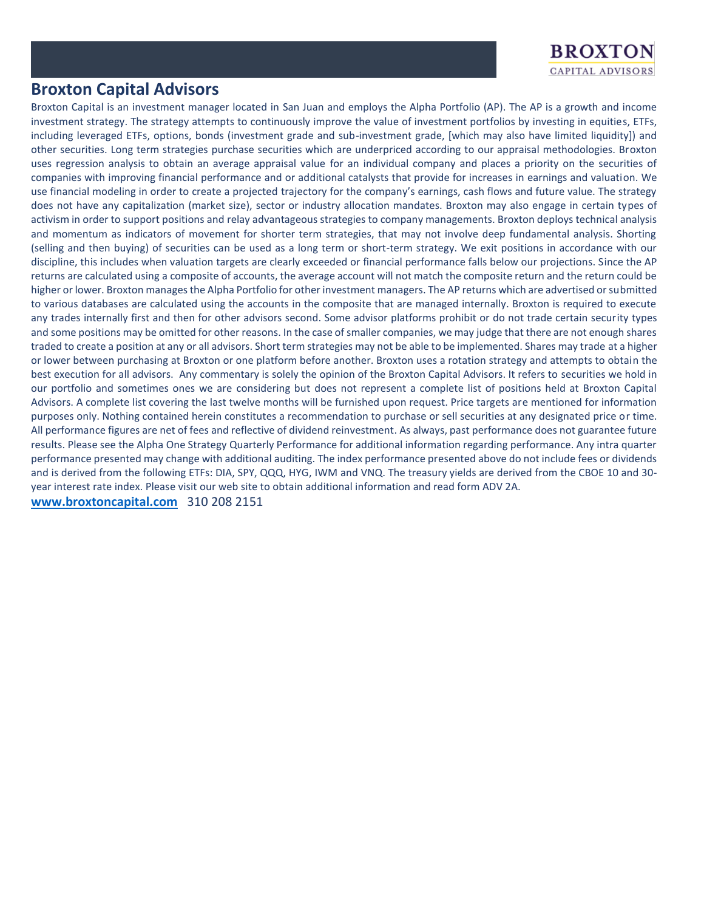## Broxton Capital Advisors

Broxton Capital is an investment manager located in San Juan and employs the Alpha Portfolio (AP). The AP is a growth and income investment strategy. The strategy attempts to continuously improve the value of investment portfolios by investing in equities, ETFs, including leveraged ETFs, options, bonds (investment grade and sub-investment grade, [which may also have limited liquidity]) and other securities. Long term strategies purchase securities which are underpriced according to our appraisal methodologies. Broxton uses regression analysis to obtain an average appraisal value for an individual company and places a priority on the securities of companies with improving financial performance and or additional catalysts that provide for increases in earnings and valuation. We use financial modeling in order to create a projected trajectory for the company's earnings, cash flows and future value. The strategy does not have any capitalization (market size), sector or industry allocation mandates. Broxton may also engage in certain types of activism in order to support positions and relay advantageous strategies to company managements. Broxton deploys technical analysis and momentum as indicators of movement for shorter term strategies, that may not involve deep fundamental analysis. Shorting (selling and then buying) of securities can be used as a long term or short-term strategy. We exit positions in accordance with our discipline, this includes when valuation targets are clearly exceeded or financial performance falls below our projections. Since the AP returns are calculated using a composite of accounts, the average account will not match the composite return and the return could be higher or lower. Broxton manages the Alpha Portfolio for other investment managers. The AP returns which are advertised or submitted to various databases are calculated using the accounts in the composite that are managed internally. Broxton is required to execute any trades internally first and then for other advisors second. Some advisor platforms prohibit or do not trade certain security types and some positions may be omitted for other reasons. In the case of smaller companies, we may judge that there are not enough shares traded to create a position at any or all advisors. Short term strategies may not be able to be implemented. Shares may trade at a higher or lower between purchasing at Broxton or one platform before another. Broxton uses a rotation strategy and attempts to obtain the best execution for all advisors. Any commentary is solely the opinion of the Broxton Capital Advisors. It refers to securities we hold in our portfolio and sometimes ones we are considering but does not represent a complete list of positions held at Broxton Capital Advisors. A complete list covering the last twelve months will be furnished upon request. Price targets are mentioned for information purposes only. Nothing contained herein constitutes a recommendation to purchase or sell securities at any designated price or time. All performance figures are net of fees and reflective of dividend reinvestment. As always, past performance does not guarantee future results. Please see the Alpha One Strategy Quarterly Performance for additional information regarding performance. Any intra quarter performance presented may change with additional auditing. The index performance presented above do not include fees or dividends and is derived from the following ETFs: DIA, SPY, QQQ, HYG, IWM and VNQ. The treasury yields are derived from the CBOE 10 and 30-year interest rate index. Please visit our web site to obtain additional information and read form ADV 2A.

**www.broxtoncapital.com** 310 208 2151